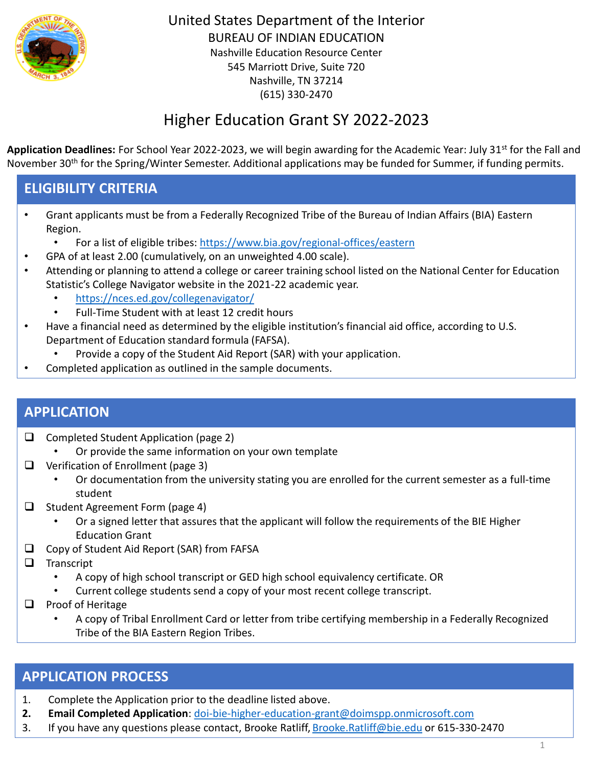# United States Department of the Interior

## BUREAU OF INDIAN EDUCATION

Nashville Education Resource Center
545 Marriott Drive, Suite 720
Nashville, TN 37214
(615) 330-2470

# Higher Education Grant SY 2022-2023

**Application Deadlines:** For School Year 2022-2023, we will begin awarding for the Academic Year: July 31st for the Fall and November 30th for the Spring/Winter Semester. Additional applications may be funded for Summer, if funding permits.

## ELIGIBILITY CRITERIA

- Grant applicants must be from a Federally Recognized Tribe of the Bureau of Indian Affairs (BIA) Eastern Region.
  - For a list of eligible tribes: https://www.bia.gov/regional-offices/eastern
- GPA of at least 2.00 (cumulatively, on an unweighted 4.00 scale).
- Attending or planning to attend a college or career training school listed on the National Center for Education Statistic's College Navigator website in the 2021-22 academic year.
  - https://nces.ed.gov/collegenavigator/
  - Full-Time Student with at least 12 credit hours
- Have a financial need as determined by the eligible institution's financial aid office, according to U.S. Department of Education standard formula (FAFSA).
  - Provide a copy of the Student Aid Report (SAR) with your application.
- Completed application as outlined in the sample documents.

## APPLICATION

- [ ] Completed Student Application (page 2)
  - Or provide the same information on your own template
- [ ] Verification of Enrollment (page 3)
  - Or documentation from the university stating you are enrolled for the current semester as a full-time student
- [ ] Student Agreement Form (page 4)
  - Or a signed letter that assures that the applicant will follow the requirements of the BIE Higher Education Grant
- [ ] Copy of Student Aid Report (SAR) from FAFSA
- [ ] Transcript
  - A copy of high school transcript or GED high school equivalency certificate. OR
  - Current college students send a copy of your most recent college transcript.
- [ ] Proof of Heritage
  - A copy of Tribal Enrollment Card or letter from tribe certifying membership in a Federally Recognized Tribe of the BIA Eastern Region Tribes.

## APPLICATION PROCESS

1. Complete the Application prior to the deadline listed above.
2. **Email Completed Application**: doi-bie-higher-education-grant@doimspp.onmicrosoft.com
3. If you have any questions please contact, Brooke Ratliff, Brooke.Ratliff@bie.edu or 615-330-2470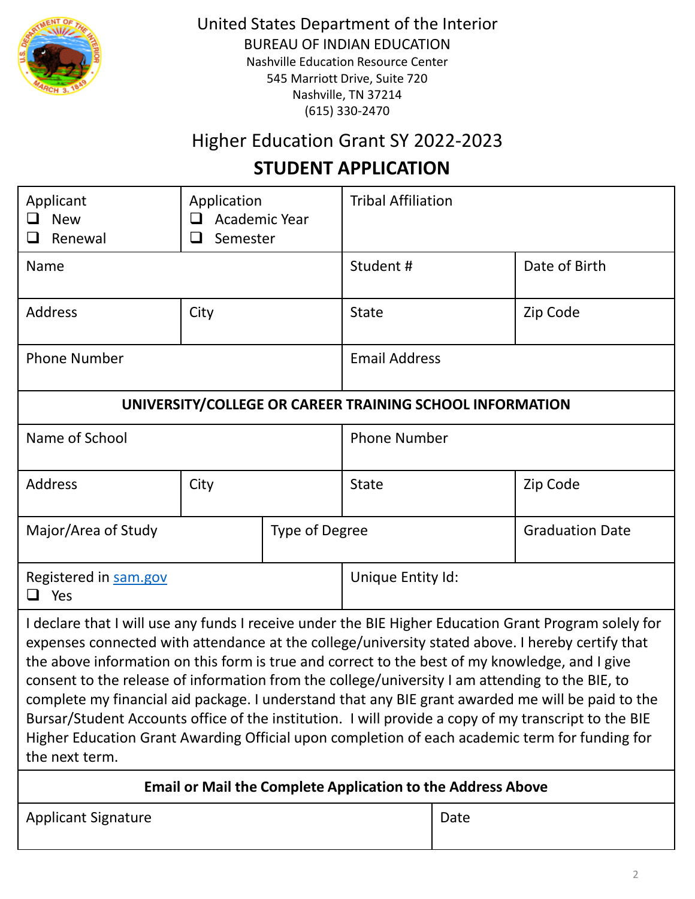United States Department of the Interior
BUREAU OF INDIAN EDUCATION
Nashville Education Resource Center
545 Marriott Drive, Suite 720
Nashville, TN 37214
(615) 330-2470

# Higher Education Grant SY 2022-2023

## STUDENT APPLICATION

| Applicant<br>❑ New<br>❑ Renewal | Application<br>❑ Academic Year<br>❑ Semester | Tribal Affiliation | |
|---|---|---|---|
| Name | | Student # | Date of Birth |
| Address | City | State | Zip Code |
| Phone Number | | Email Address | |

| **UNIVERSITY/COLLEGE OR CAREER TRAINING SCHOOL INFORMATION** | | | |
|---|---|---|---|
| Name of School | | Phone Number | |
| Address | City | State | Zip Code |
| Major/Area of Study | Type of Degree | | Graduation Date |
| Registered in sam.gov<br>❑ Yes | | Unique Entity Id: | |

I declare that I will use any funds I receive under the BIE Higher Education Grant Program solely for expenses connected with attendance at the college/university stated above. I hereby certify that the above information on this form is true and correct to the best of my knowledge, and I give consent to the release of information from the college/university I am attending to the BIE, to complete my financial aid package. I understand that any BIE grant awarded me will be paid to the Bursar/Student Accounts office of the institution. I will provide a copy of my transcript to the BIE Higher Education Grant Awarding Official upon completion of each academic term for funding for the next term.

**Email or Mail the Complete Application to the Address Above**

| Applicant Signature | Date |
|---|---|
| | |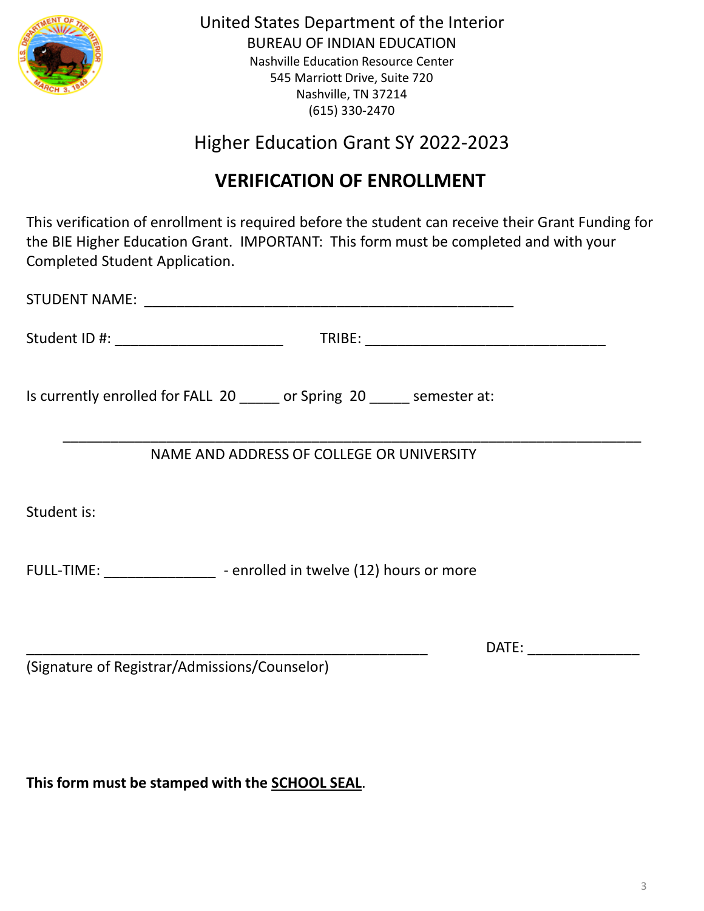United States Department of the Interior

BUREAU OF INDIAN EDUCATION

Nashville Education Resource Center

545 Marriott Drive, Suite 720

Nashville, TN 37214

(615) 330-2470

## Higher Education Grant SY 2022-2023

# VERIFICATION OF ENROLLMENT

This verification of enrollment is required before the student can receive their Grant Funding for the BIE Higher Education Grant. IMPORTANT: This form must be completed and with your Completed Student Application.

STUDENT NAME: _______________________________________________

Student ID #: _____________________ TRIBE: ______________________________

Is currently enrolled for FALL 20 _____ or Spring 20 _____ semester at:

_________________________________________________________________________

NAME AND ADDRESS OF COLLEGE OR UNIVERSITY

Student is:

FULL-TIME: ______________ - enrolled in twelve (12) hours or more

___________________________________________________ DATE: ______________

(Signature of Registrar/Admissions/Counselor)

**This form must be stamped with the <u>SCHOOL SEAL</u>.**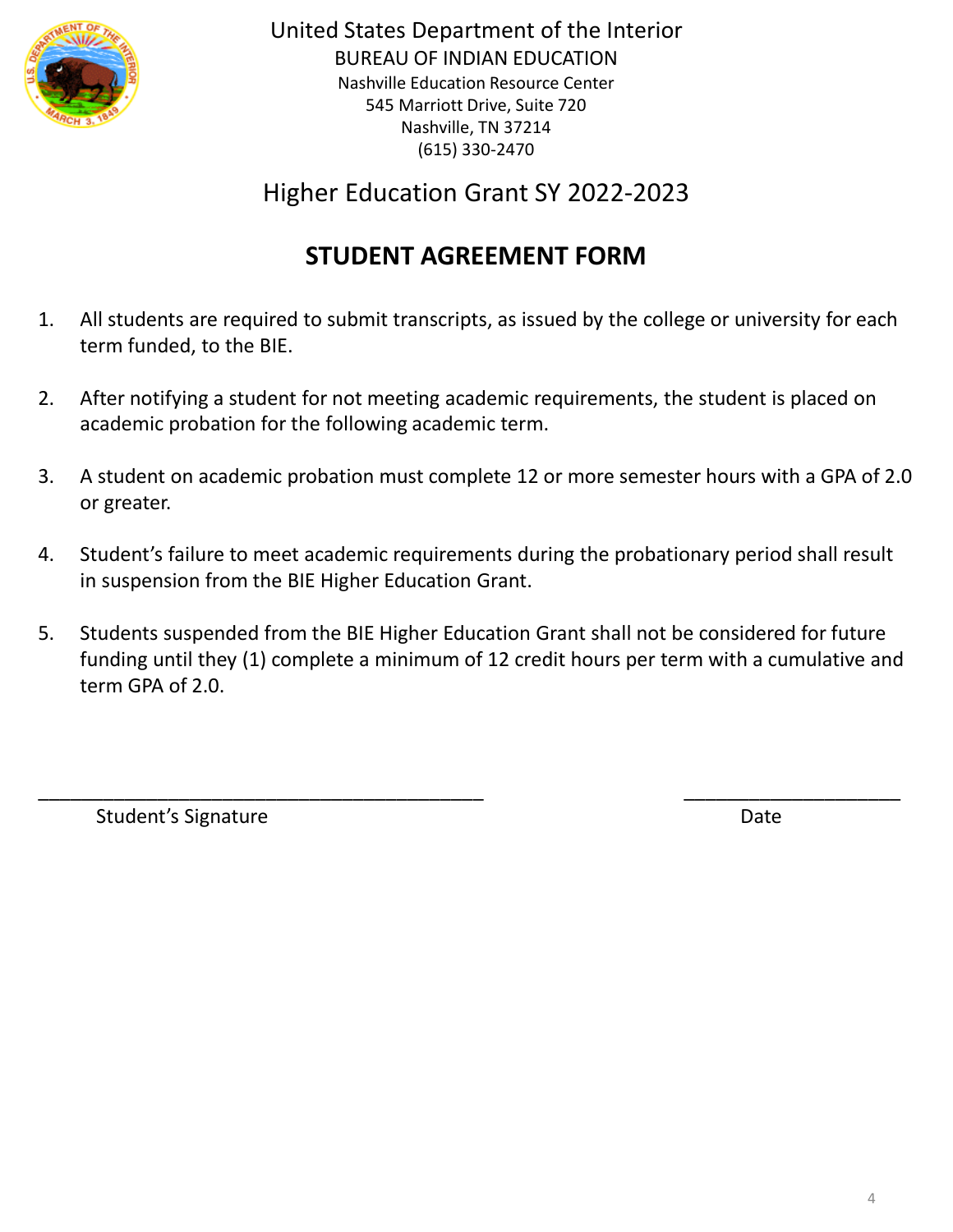United States Department of the Interior

BUREAU OF INDIAN EDUCATION

Nashville Education Resource Center

545 Marriott Drive, Suite 720

Nashville, TN 37214

(615) 330-2470

## Higher Education Grant SY 2022-2023

# STUDENT AGREEMENT FORM

1. All students are required to submit transcripts, as issued by the college or university for each term funded, to the BIE.

2. After notifying a student for not meeting academic requirements, the student is placed on academic probation for the following academic term.

3. A student on academic probation must complete 12 or more semester hours with a GPA of 2.0 or greater.

4. Student's failure to meet academic requirements during the probationary period shall result in suspension from the BIE Higher Education Grant.

5. Students suspended from the BIE Higher Education Grant shall not be considered for future funding until they (1) complete a minimum of 12 credit hours per term with a cumulative and term GPA of 2.0.

_______________________________________ _____________________

Student's Signature Date